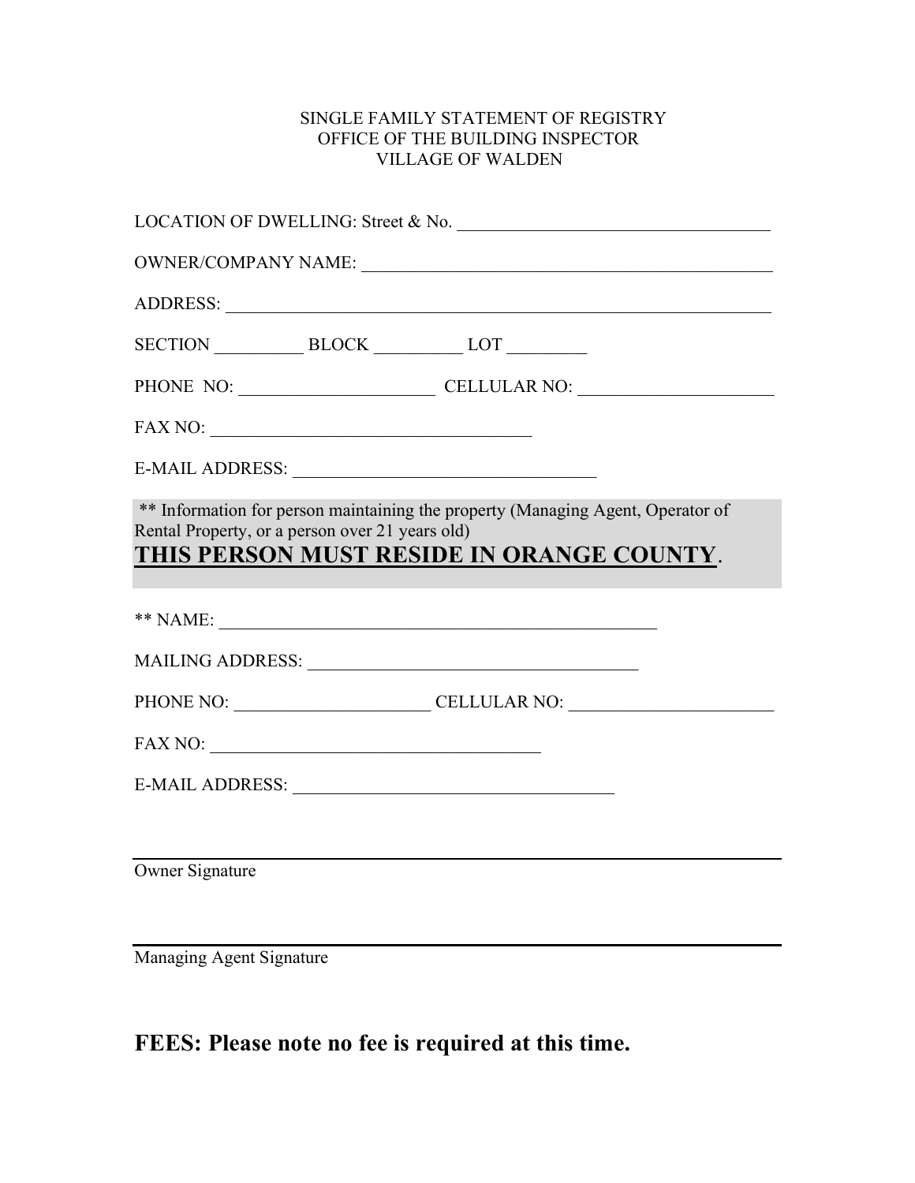SINGLE FAMILY STATEMENT OF REGISTRY
OFFICE OF THE BUILDING INSPECTOR
VILLAGE OF WALDEN

LOCATION OF DWELLING: Street & No. ____________________________________

OWNER/COMPANY NAME: ______________________________________________

ADDRESS: ______________________________________________________________

SECTION __________ BLOCK __________ LOT _________

PHONE NO: ______________________ CELLULAR NO: ______________________

FAX NO: ____________________________________

E-MAIL ADDRESS: __________________________________

** Information for person maintaining the property (Managing Agent, Operator of Rental Property, or a person over 21 years old)

**<u>THIS PERSON MUST RESIDE IN ORANGE COUNTY</u>.**

** NAME: __________________________________________________

MAILING ADDRESS: _____________________________________

PHONE NO: ______________________ CELLULAR NO: _______________________

FAX NO: _____________________________________

E-MAIL ADDRESS: ____________________________________

_______________________________________________
Owner Signature

_______________________________________________
Managing Agent Signature

**FEES: Please note no fee is required at this time.**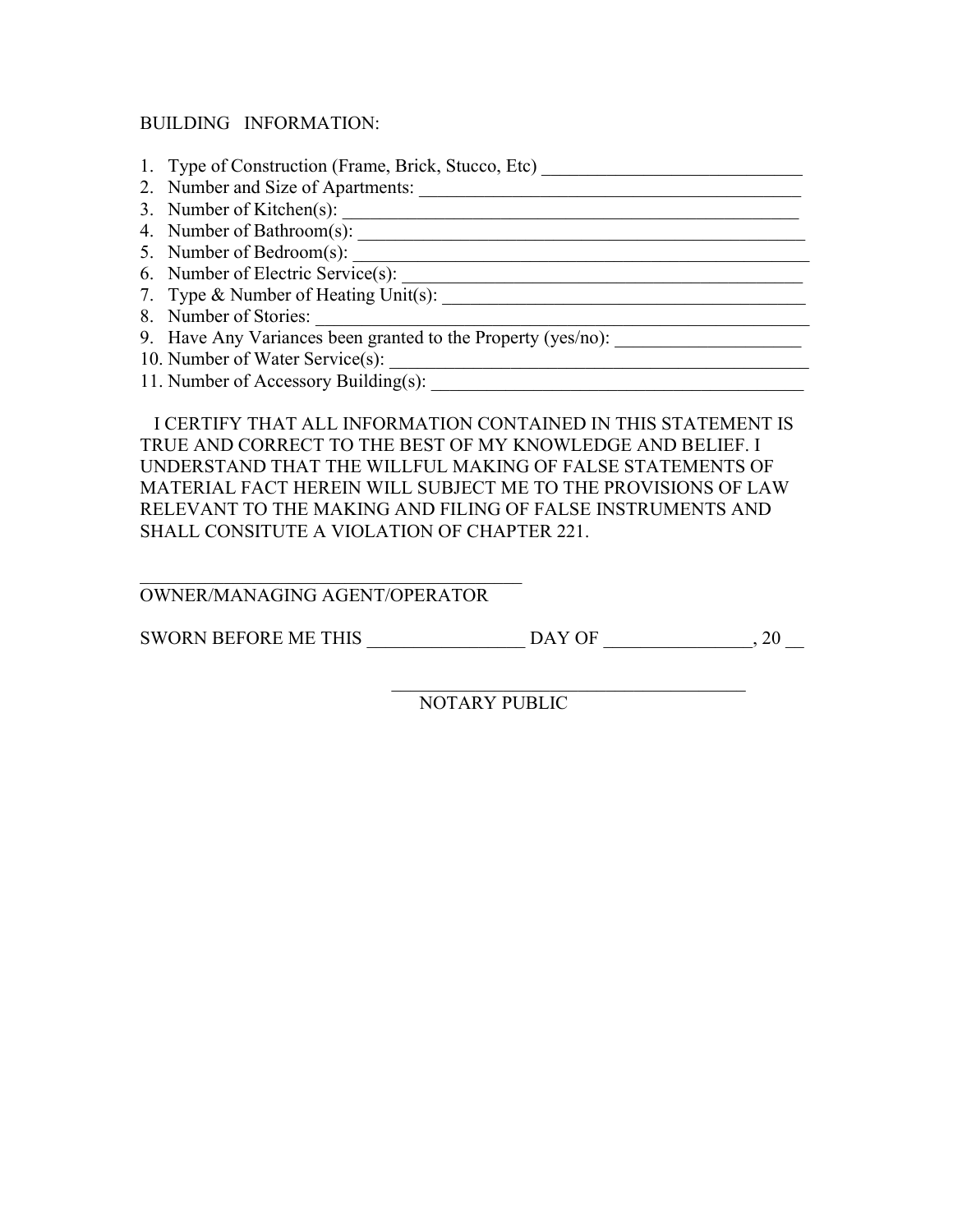BUILDING INFORMATION:

1. Type of Construction (Frame, Brick, Stucco, Etc) _____________________________
2. Number and Size of Apartments: __________________________________________
3. Number of Kitchen(s): _________________________________________________
4. Number of Bathroom(s): ________________________________________________
5. Number of Bedroom(s): _________________________________________________
6. Number of Electric Service(s): ____________________________________________
7. Type & Number of Heating Unit(s): ________________________________________
8. Number of Stories: _____________________________________________________
9. Have Any Variances been granted to the Property (yes/no): ____________________
10. Number of Water Service(s): ____________________________________________
11. Number of Accessory Building(s): ________________________________________

I CERTIFY THAT ALL INFORMATION CONTAINED IN THIS STATEMENT IS TRUE AND CORRECT TO THE BEST OF MY KNOWLEDGE AND BELIEF. I UNDERSTAND THAT THE WILLFUL MAKING OF FALSE STATEMENTS OF MATERIAL FACT HEREIN WILL SUBJECT ME TO THE PROVISIONS OF LAW RELEVANT TO THE MAKING AND FILING OF FALSE INSTRUMENTS AND SHALL CONSITUTE A VIOLATION OF CHAPTER 221.

________________________________________
OWNER/MANAGING AGENT/OPERATOR

SWORN BEFORE ME THIS _________________ DAY OF ________________, 20 __

________________________________________
NOTARY PUBLIC